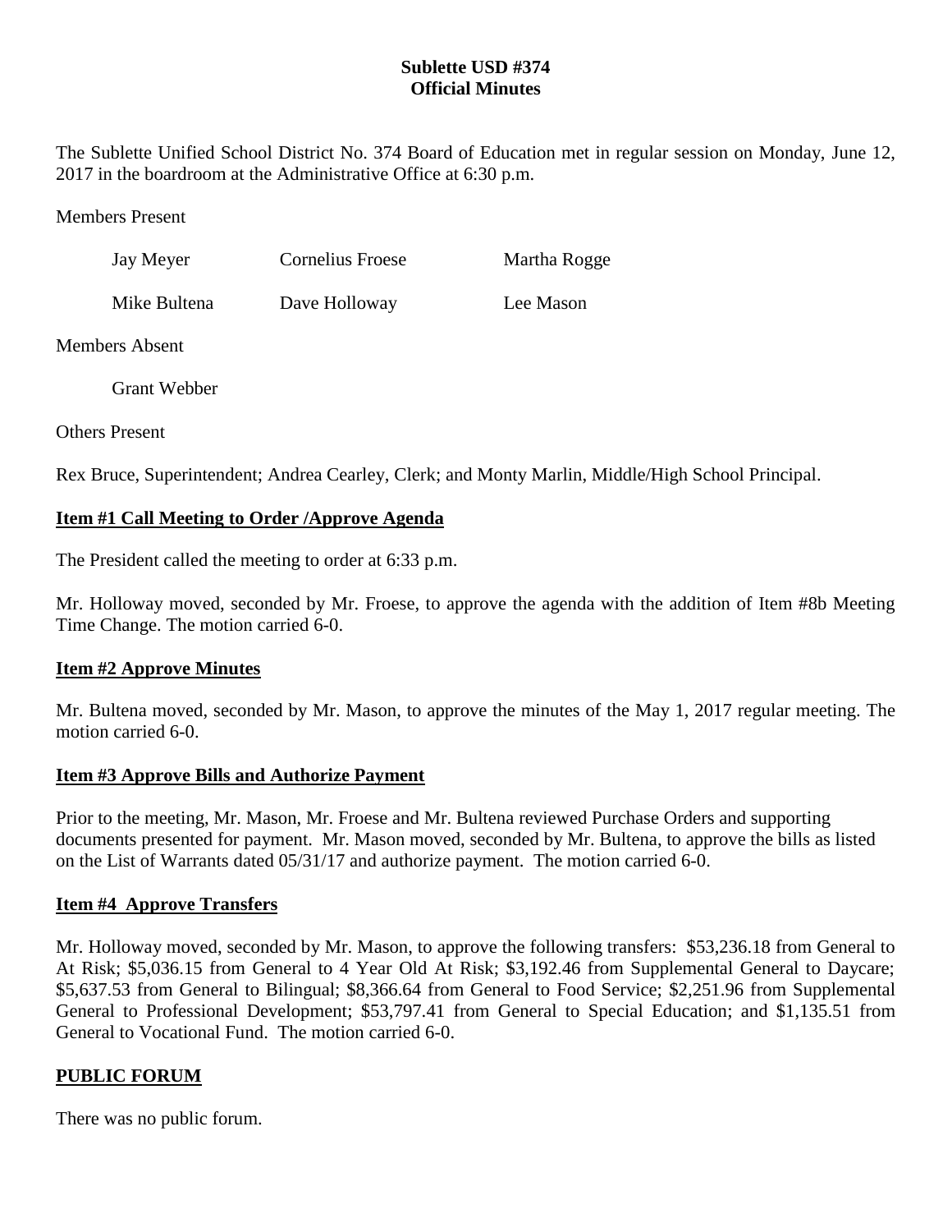**Sublette USD #374**
**Official Minutes**

The Sublette Unified School District No. 374 Board of Education met in regular session on Monday, June 12, 2017 in the boardroom at the Administrative Office at 6:30 p.m.

Members Present

| | | |
|---|---|---|
| Jay Meyer | Cornelius Froese | Martha Rogge |
| Mike Bultena | Dave Holloway | Lee Mason |

Members Absent

Grant Webber

Others Present

Rex Bruce, Superintendent; Andrea Cearley, Clerk; and Monty Marlin, Middle/High School Principal.

## Item #1 Call Meeting to Order /Approve Agenda

The President called the meeting to order at 6:33 p.m.

Mr. Holloway moved, seconded by Mr. Froese, to approve the agenda with the addition of Item #8b Meeting Time Change. The motion carried 6-0.

## Item #2 Approve Minutes

Mr. Bultena moved, seconded by Mr. Mason, to approve the minutes of the May 1, 2017 regular meeting. The motion carried 6-0.

## Item #3 Approve Bills and Authorize Payment

Prior to the meeting, Mr. Mason, Mr. Froese and Mr. Bultena reviewed Purchase Orders and supporting documents presented for payment. Mr. Mason moved, seconded by Mr. Bultena, to approve the bills as listed on the List of Warrants dated 05/31/17 and authorize payment. The motion carried 6-0.

## Item #4 Approve Transfers

Mr. Holloway moved, seconded by Mr. Mason, to approve the following transfers: $53,236.18 from General to At Risk; $5,036.15 from General to 4 Year Old At Risk; $3,192.46 from Supplemental General to Daycare; $5,637.53 from General to Bilingual; $8,366.64 from General to Food Service; $2,251.96 from Supplemental General to Professional Development; $53,797.41 from General to Special Education; and $1,135.51 from General to Vocational Fund. The motion carried 6-0.

## PUBLIC FORUM

There was no public forum.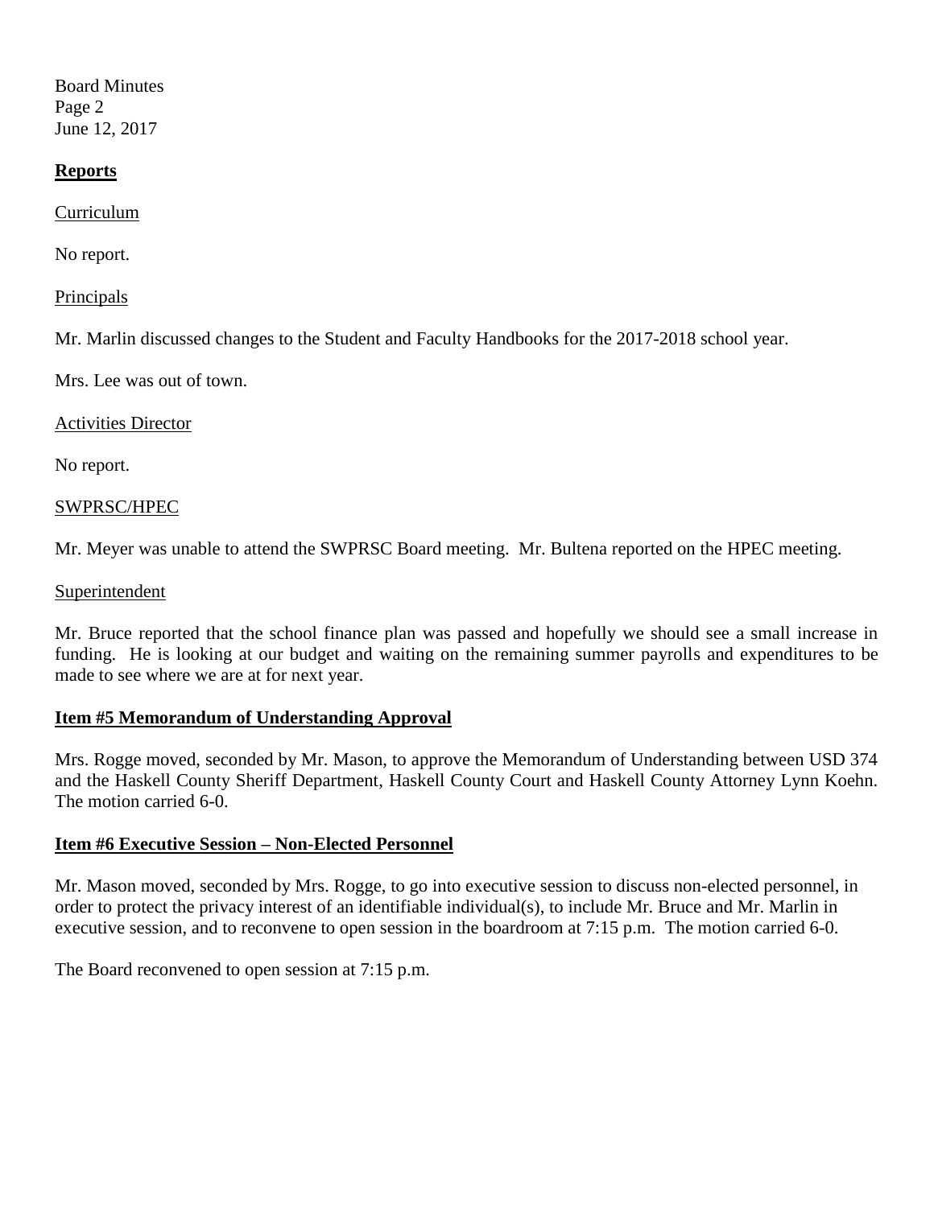## Reports

Curriculum

No report.

Principals

Mr. Marlin discussed changes to the Student and Faculty Handbooks for the 2017-2018 school year.

Mrs. Lee was out of town.

Activities Director

No report.

SWPRSC/HPEC

Mr. Meyer was unable to attend the SWPRSC Board meeting. Mr. Bultena reported on the HPEC meeting.

Superintendent

Mr. Bruce reported that the school finance plan was passed and hopefully we should see a small increase in funding. He is looking at our budget and waiting on the remaining summer payrolls and expenditures to be made to see where we are at for next year.

## Item #5 Memorandum of Understanding Approval

Mrs. Rogge moved, seconded by Mr. Mason, to approve the Memorandum of Understanding between USD 374 and the Haskell County Sheriff Department, Haskell County Court and Haskell County Attorney Lynn Koehn. The motion carried 6-0.

## Item #6 Executive Session – Non-Elected Personnel

Mr. Mason moved, seconded by Mrs. Rogge, to go into executive session to discuss non-elected personnel, in order to protect the privacy interest of an identifiable individual(s), to include Mr. Bruce and Mr. Marlin in executive session, and to reconvene to open session in the boardroom at 7:15 p.m. The motion carried 6-0.

The Board reconvened to open session at 7:15 p.m.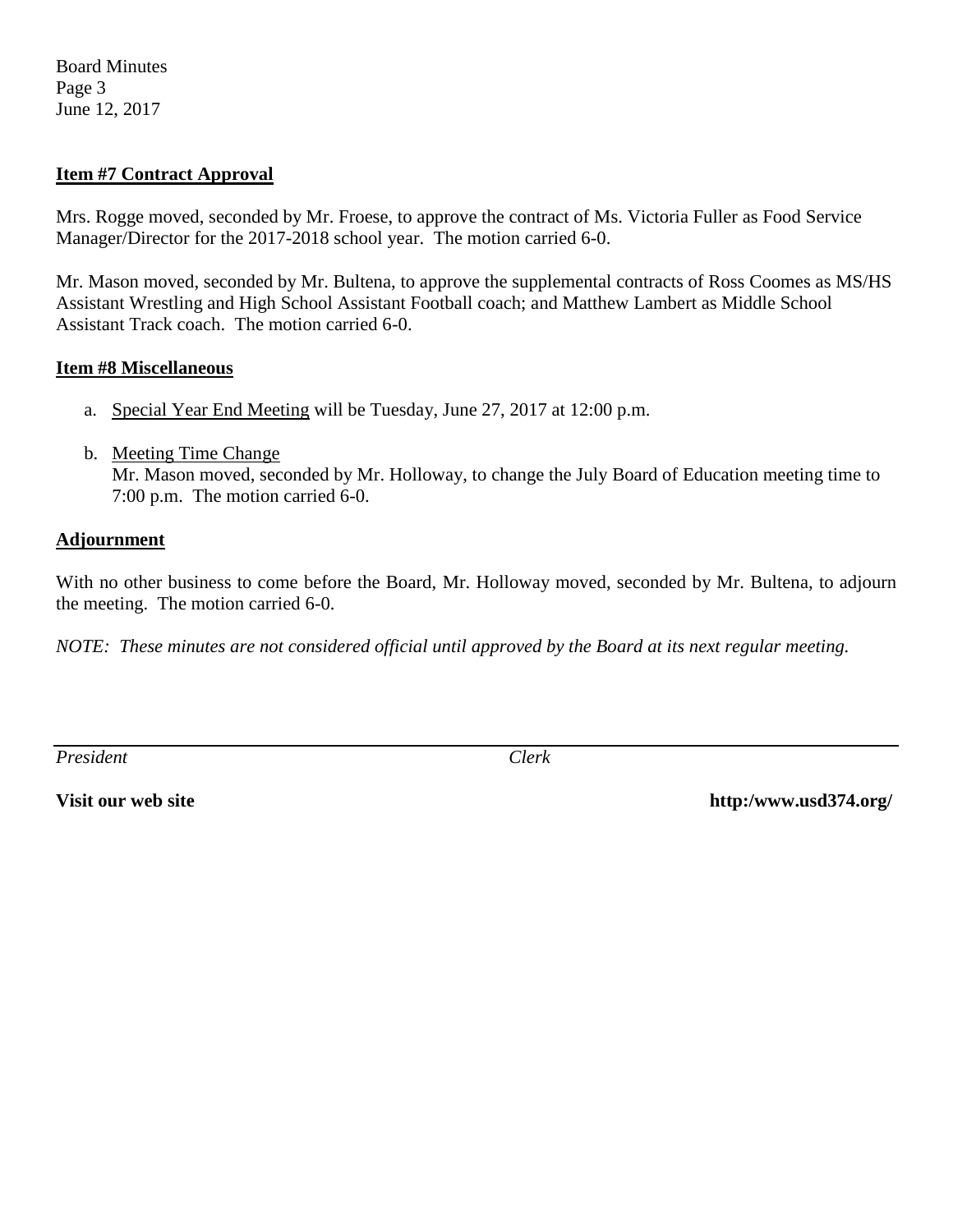**Item #7 Contract Approval**

Mrs. Rogge moved, seconded by Mr. Froese, to approve the contract of Ms. Victoria Fuller as Food Service Manager/Director for the 2017-2018 school year. The motion carried 6-0.

Mr. Mason moved, seconded by Mr. Bultena, to approve the supplemental contracts of Ross Coomes as MS/HS Assistant Wrestling and High School Assistant Football coach; and Matthew Lambert as Middle School Assistant Track coach. The motion carried 6-0.

**Item #8 Miscellaneous**

a. Special Year End Meeting will be Tuesday, June 27, 2017 at 12:00 p.m.

b. Meeting Time Change
   Mr. Mason moved, seconded by Mr. Holloway, to change the July Board of Education meeting time to 7:00 p.m. The motion carried 6-0.

**Adjournment**

With no other business to come before the Board, Mr. Holloway moved, seconded by Mr. Bultena, to adjourn the meeting. The motion carried 6-0.

*NOTE: These minutes are not considered official until approved by the Board at its next regular meeting.*

*President* *Clerk*

**Visit our web site** **http:/www.usd374.org/**